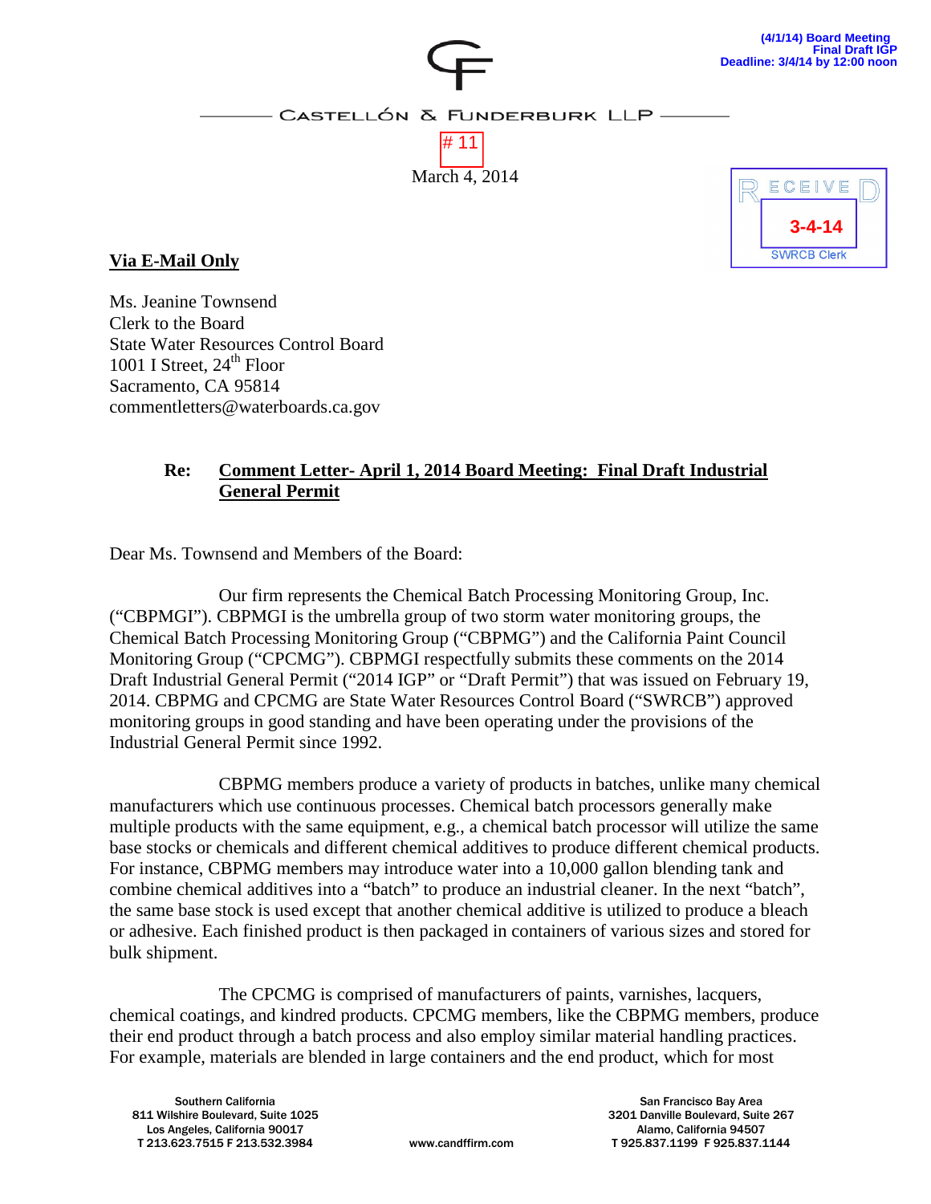(4/1/14) Board Meeting
Final Draft IGP
Deadline: 3/4/14 by 12:00 noon

CASTELLÓN & FUNDERBURK LLP

# 11

March 4, 2014

RECEIVED
3-4-14
SWRCB Clerk

**Via E-Mail Only**

Ms. Jeanine Townsend
Clerk to the Board
State Water Resources Control Board
1001 I Street, 24th Floor
Sacramento, CA 95814
commentletters@waterboards.ca.gov

**Re: Comment Letter- April 1, 2014 Board Meeting: Final Draft Industrial General Permit**

Dear Ms. Townsend and Members of the Board:

Our firm represents the Chemical Batch Processing Monitoring Group, Inc. ("CBPMGI"). CBPMGI is the umbrella group of two storm water monitoring groups, the Chemical Batch Processing Monitoring Group ("CBPMG") and the California Paint Council Monitoring Group ("CPCMG"). CBPMGI respectfully submits these comments on the 2014 Draft Industrial General Permit ("2014 IGP" or "Draft Permit") that was issued on February 19, 2014. CBPMG and CPCMG are State Water Resources Control Board ("SWRCB") approved monitoring groups in good standing and have been operating under the provisions of the Industrial General Permit since 1992.

CBPMG members produce a variety of products in batches, unlike many chemical manufacturers which use continuous processes. Chemical batch processors generally make multiple products with the same equipment, e.g., a chemical batch processor will utilize the same base stocks or chemicals and different chemical additives to produce different chemical products. For instance, CBPMG members may introduce water into a 10,000 gallon blending tank and combine chemical additives into a "batch" to produce an industrial cleaner. In the next "batch", the same base stock is used except that another chemical additive is utilized to produce a bleach or adhesive. Each finished product is then packaged in containers of various sizes and stored for bulk shipment.

The CPCMG is comprised of manufacturers of paints, varnishes, lacquers, chemical coatings, and kindred products. CPCMG members, like the CBPMG members, produce their end product through a batch process and also employ similar material handling practices. For example, materials are blended in large containers and the end product, which for most

Southern California
811 Wilshire Boulevard, Suite 1025
Los Angeles, California 90017
T 213.623.7515 F 213.532.3984

www.candffirm.com

San Francisco Bay Area
3201 Danville Boulevard, Suite 267
Alamo, California 94507
T 925.837.1199 F 925.837.1144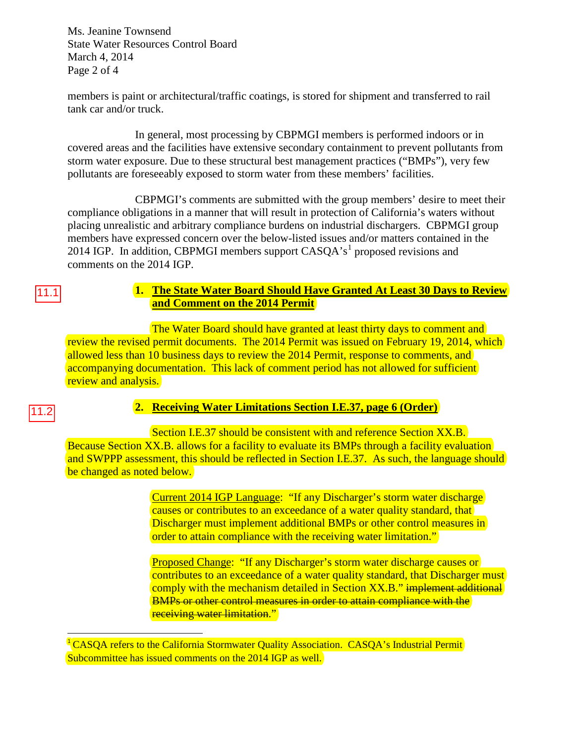Ms. Jeanine Townsend
State Water Resources Control Board
March 4, 2014

members is paint or architectural/traffic coatings, is stored for shipment and transferred to rail tank car and/or truck.

In general, most processing by CBPMGI members is performed indoors or in covered areas and the facilities have extensive secondary containment to prevent pollutants from storm water exposure. Due to these structural best management practices ("BMPs"), very few pollutants are foreseeably exposed to storm water from these members' facilities.

CBPMGI's comments are submitted with the group members' desire to meet their compliance obligations in a manner that will result in protection of California's waters without placing unrealistic and arbitrary compliance burdens on industrial dischargers. CBPMGI group members have expressed concern over the below-listed issues and/or matters contained in the 2014 IGP. In addition, CBPMGI members support CASQA's[1] proposed revisions and comments on the 2014 IGP.

11.1

**1. The State Water Board Should Have Granted At Least 30 Days to Review and Comment on the 2014 Permit**

The Water Board should have granted at least thirty days to comment and review the revised permit documents. The 2014 Permit was issued on February 19, 2014, which allowed less than 10 business days to review the 2014 Permit, response to comments, and accompanying documentation. This lack of comment period has not allowed for sufficient review and analysis.

11.2

**2. Receiving Water Limitations Section I.E.37, page 6 (Order)**

Section I.E.37 should be consistent with and reference Section XX.B. Because Section XX.B. allows for a facility to evaluate its BMPs through a facility evaluation and SWPPP assessment, this should be reflected in Section I.E.37. As such, the language should be changed as noted below.

> Current 2014 IGP Language: "If any Discharger's storm water discharge causes or contributes to an exceedance of a water quality standard, that Discharger must implement additional BMPs or other control measures in order to attain compliance with the receiving water limitation."
>
> Proposed Change: "If any Discharger's storm water discharge causes or contributes to an exceedance of a water quality standard, that Discharger must comply with the mechanism detailed in Section XX.B." ~~implement additional BMPs or other control measures in order to attain compliance with the receiving water limitation.~~"

[1] CASQA refers to the California Stormwater Quality Association. CASQA's Industrial Permit Subcommittee has issued comments on the 2014 IGP as well.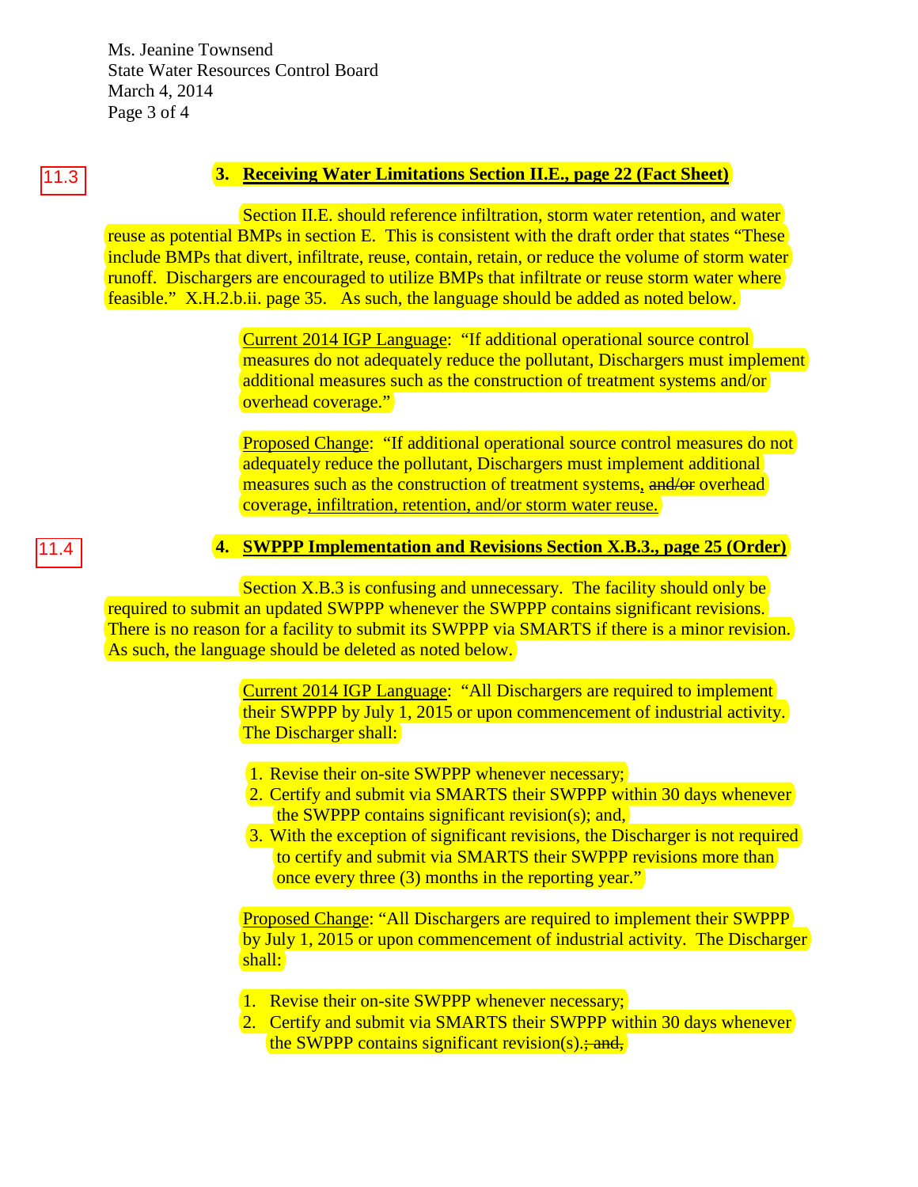11.3

**3. Receiving Water Limitations Section II.E., page 22 (Fact Sheet)**

Section II.E. should reference infiltration, storm water retention, and water reuse as potential BMPs in section E. This is consistent with the draft order that states "These include BMPs that divert, infiltrate, reuse, contain, retain, or reduce the volume of storm water runoff. Dischargers are encouraged to utilize BMPs that infiltrate or reuse storm water where feasible." X.H.2.b.ii. page 35. As such, the language should be added as noted below.

> Current 2014 IGP Language: "If additional operational source control measures do not adequately reduce the pollutant, Dischargers must implement additional measures such as the construction of treatment systems and/or overhead coverage."
>
> Proposed Change: "If additional operational source control measures do not adequately reduce the pollutant, Dischargers must implement additional measures such as the construction of treatment systems, ~~and/or~~ overhead coverage, infiltration, retention, and/or storm water reuse.

11.4

**4. SWPPP Implementation and Revisions Section X.B.3., page 25 (Order)**

Section X.B.3 is confusing and unnecessary. The facility should only be required to submit an updated SWPPP whenever the SWPPP contains significant revisions. There is no reason for a facility to submit its SWPPP via SMARTS if there is a minor revision. As such, the language should be deleted as noted below.

> Current 2014 IGP Language: "All Dischargers are required to implement their SWPPP by July 1, 2015 or upon commencement of industrial activity. The Discharger shall:
>
> 1. Revise their on-site SWPPP whenever necessary;
> 2. Certify and submit via SMARTS their SWPPP within 30 days whenever the SWPPP contains significant revision(s); and,
> 3. With the exception of significant revisions, the Discharger is not required to certify and submit via SMARTS their SWPPP revisions more than once every three (3) months in the reporting year."
>
> Proposed Change: "All Dischargers are required to implement their SWPPP by July 1, 2015 or upon commencement of industrial activity. The Discharger shall:
>
> 1. Revise their on-site SWPPP whenever necessary;
> 2. Certify and submit via SMARTS their SWPPP within 30 days whenever the SWPPP contains significant revision(s).~~; and,~~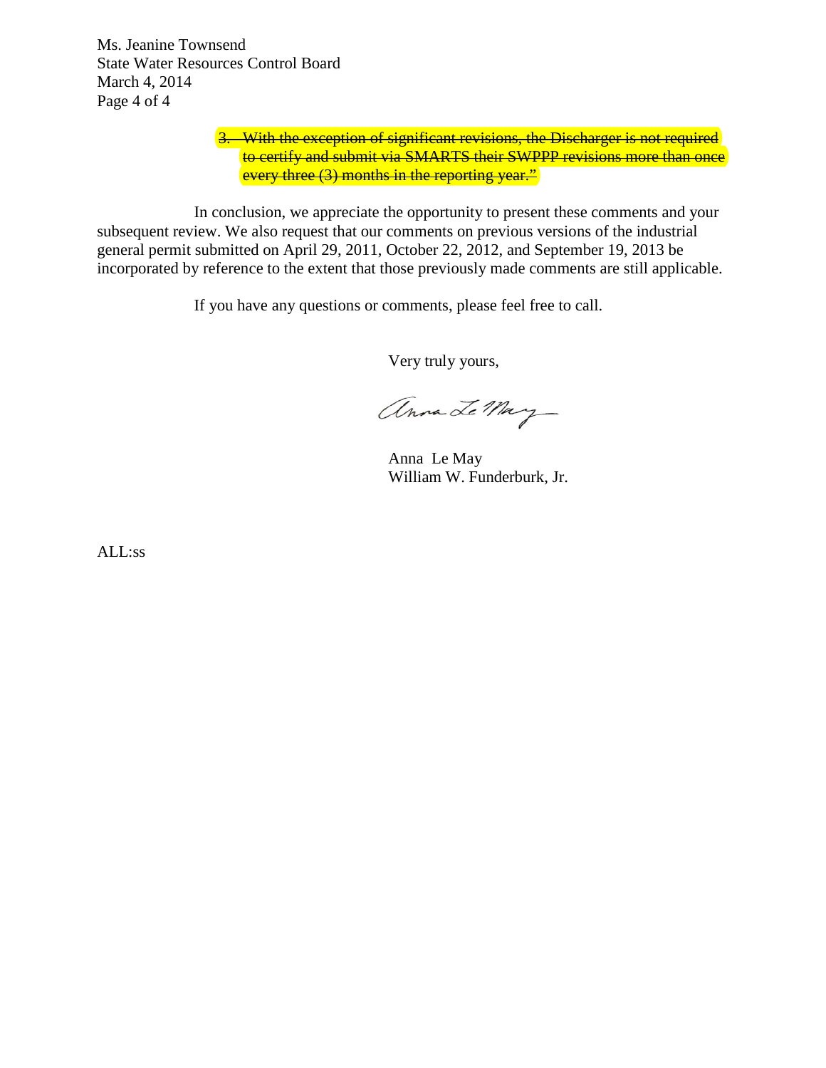3. ~~With the exception of significant revisions, the Discharger is not required to certify and submit via SMARTS their SWPPP revisions more than once every three (3) months in the reporting year."~~

In conclusion, we appreciate the opportunity to present these comments and your subsequent review. We also request that our comments on previous versions of the industrial general permit submitted on April 29, 2011, October 22, 2012, and September 19, 2013 be incorporated by reference to the extent that those previously made comments are still applicable.

If you have any questions or comments, please feel free to call.

Very truly yours,

Anna Le May

Anna Le May
William W. Funderburk, Jr.

ALL:ss